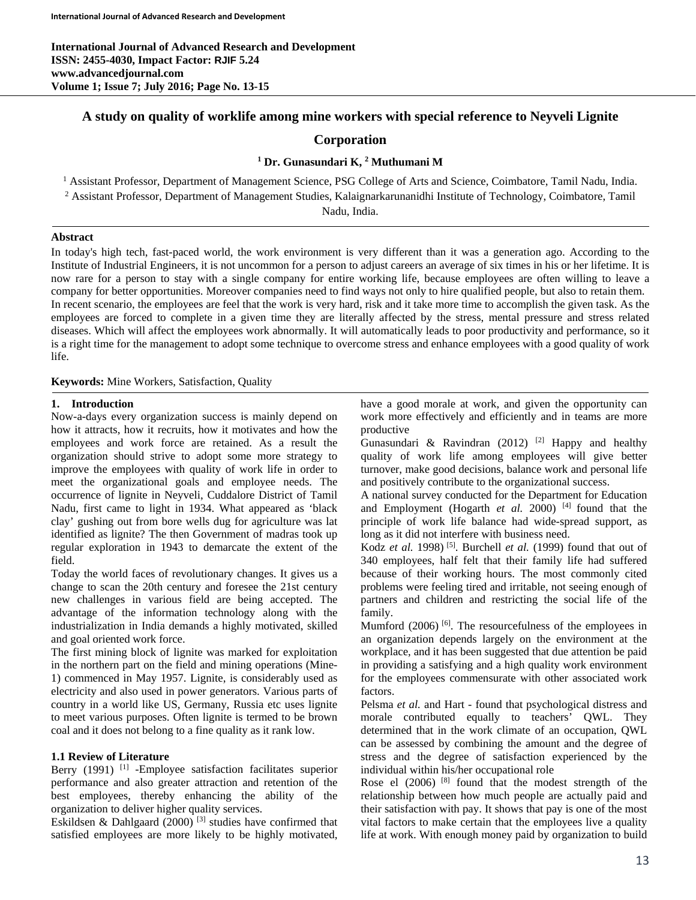# A study on quality of worklife among mine workers with special reference to Neyveli Lignite Corporation

**[1] Dr. Gunasundari K, [2] Muthumani M**

[1] Assistant Professor, Department of Management Science, PSG College of Arts and Science, Coimbatore, Tamil Nadu, India.
[2] Assistant Professor, Department of Management Studies, Kalaignarkarunanidhi Institute of Technology, Coimbatore, Tamil Nadu, India.

## Abstract

In today's high tech, fast-paced world, the work environment is very different than it was a generation ago. According to the Institute of Industrial Engineers, it is not uncommon for a person to adjust careers an average of six times in his or her lifetime. It is now rare for a person to stay with a single company for entire working life, because employees are often willing to leave a company for better opportunities. Moreover companies need to find ways not only to hire qualified people, but also to retain them.
In recent scenario, the employees are feel that the work is very hard, risk and it take more time to accomplish the given task. As the employees are forced to complete in a given time they are literally affected by the stress, mental pressure and stress related diseases. Which will affect the employees work abnormally. It will automatically leads to poor productivity and performance, so it is a right time for the management to adopt some technique to overcome stress and enhance employees with a good quality of work life.

**Keywords:** Mine Workers, Satisfaction, Quality

## 1. Introduction

Now-a-days every organization success is mainly depend on how it attracts, how it recruits, how it motivates and how the employees and work force are retained. As a result the organization should strive to adopt some more strategy to improve the employees with quality of work life in order to meet the organizational goals and employee needs. The occurrence of lignite in Neyveli, Cuddalore District of Tamil Nadu, first came to light in 1934. What appeared as 'black clay' gushing out from bore wells dug for agriculture was lat identified as lignite? The then Government of madras took up regular exploration in 1943 to demarcate the extent of the field.

Today the world faces of revolutionary changes. It gives us a change to scan the 20th century and foresee the 21st century new challenges in various field are being accepted. The advantage of the information technology along with the industrialization in India demands a highly motivated, skilled and goal oriented work force.

The first mining block of lignite was marked for exploitation in the northern part on the field and mining operations (Mine-1) commenced in May 1957. Lignite, is considerably used as electricity and also used in power generators. Various parts of country in a world like US, Germany, Russia etc uses lignite to meet various purposes. Often lignite is termed to be brown coal and it does not belong to a fine quality as it rank low.

### 1.1 Review of Literature

Berry (1991) [1] -Employee satisfaction facilitates superior performance and also greater attraction and retention of the best employees, thereby enhancing the ability of the organization to deliver higher quality services.

Eskildsen & Dahlgaard (2000) [3] studies have confirmed that satisfied employees are more likely to be highly motivated, have a good morale at work, and given the opportunity can work more effectively and efficiently and in teams are more productive

Gunasundari & Ravindran (2012) [2] Happy and healthy quality of work life among employees will give better turnover, make good decisions, balance work and personal life and positively contribute to the organizational success.

A national survey conducted for the Department for Education and Employment (Hogarth *et al.* 2000) [4] found that the principle of work life balance had wide-spread support, as long as it did not interfere with business need.

Kodz *et al.* 1998) [5]. Burchell *et al.* (1999) found that out of 340 employees, half felt that their family life had suffered because of their working hours. The most commonly cited problems were feeling tired and irritable, not seeing enough of partners and children and restricting the social life of the family.

Mumford (2006) [6]. The resourcefulness of the employees in an organization depends largely on the environment at the workplace, and it has been suggested that due attention be paid in providing a satisfying and a high quality work environment for the employees commensurate with other associated work factors.

Pelsma *et al.* and Hart - found that psychological distress and morale contributed equally to teachers' QWL. They determined that in the work climate of an occupation, QWL can be assessed by combining the amount and the degree of stress and the degree of satisfaction experienced by the individual within his/her occupational role

Rose el (2006) [8] found that the modest strength of the relationship between how much people are actually paid and their satisfaction with pay. It shows that pay is one of the most vital factors to make certain that the employees live a quality life at work. With enough money paid by organization to build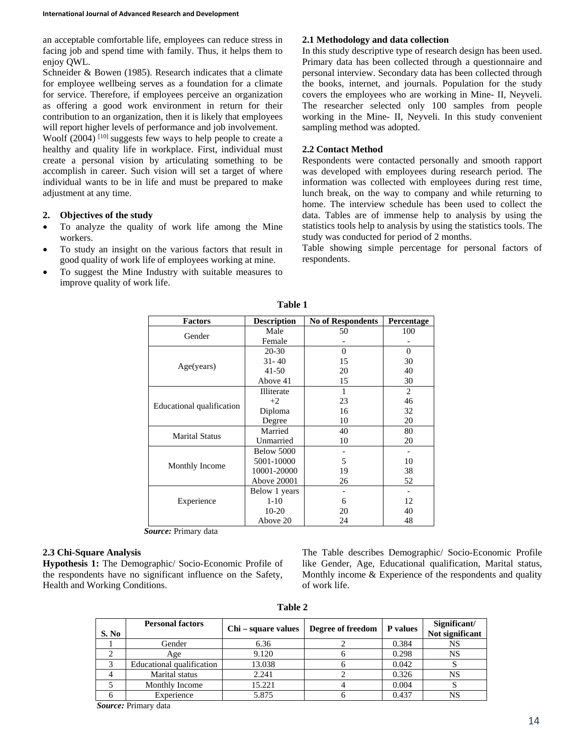an acceptable comfortable life, employees can reduce stress in facing job and spend time with family. Thus, it helps them to enjoy QWL.

Schneider & Bowen (1985). Research indicates that a climate for employee wellbeing serves as a foundation for a climate for service. Therefore, if employees perceive an organization as offering a good work environment in return for their contribution to an organization, then it is likely that employees will report higher levels of performance and job involvement.

Woolf (2004) [10] suggests few ways to help people to create a healthy and quality life in workplace. First, individual must create a personal vision by articulating something to be accomplish in career. Such vision will set a target of where individual wants to be in life and must be prepared to make adjustment at any time.

## 2. Objectives of the study

- To analyze the quality of work life among the Mine workers.
- To study an insight on the various factors that result in good quality of work life of employees working at mine.
- To suggest the Mine Industry with suitable measures to improve quality of work life.

### 2.1 Methodology and data collection

In this study descriptive type of research design has been used. Primary data has been collected through a questionnaire and personal interview. Secondary data has been collected through the books, internet, and journals. Population for the study covers the employees who are working in Mine- II, Neyveli. The researcher selected only 100 samples from people working in the Mine- II, Neyveli. In this study convenient sampling method was adopted.

### 2.2 Contact Method

Respondents were contacted personally and smooth rapport was developed with employees during research period. The information was collected with employees during rest time, lunch break, on the way to company and while returning to home. The interview schedule has been used to collect the data. Tables are of immense help to analysis by using the statistics tools help to analysis by using the statistics tools. The study was conducted for period of 2 months.

Table showing simple percentage for personal factors of respondents.

**Table 1**

| Factors | Description | No of Respondents | Percentage |
|---|---|---|---|
| Gender | Male | 50 | 100 |
| | Female | - | - |
| Age(years) | 20-30 | 0 | 0 |
| | 31- 40 | 15 | 30 |
| | 41-50 | 20 | 40 |
| | Above 41 | 15 | 30 |
| Educational qualification | Illiterate | 1 | 2 |
| | +2 | 23 | 46 |
| | Diploma | 16 | 32 |
| | Degree | 10 | 20 |
| Marital Status | Married | 40 | 80 |
| | Unmarried | 10 | 20 |
| Monthly Income | Below 5000 | - | - |
| | 5001-10000 | 5 | 10 |
| | 10001-20000 | 19 | 38 |
| | Above 20001 | 26 | 52 |
| Experience | Below 1 years | - | - |
| | 1-10 | 6 | 12 |
| | 10-20 | 20 | 40 |
| | Above 20 | 24 | 48 |

***Source:*** Primary data

### 2.3 Chi-Square Analysis

**Hypothesis 1:** The Demographic/ Socio-Economic Profile of the respondents have no significant influence on the Safety, Health and Working Conditions.

The Table describes Demographic/ Socio-Economic Profile like Gender, Age, Educational qualification, Marital status, Monthly income & Experience of the respondents and quality of work life.

**Table 2**

| S. No | Personal factors | Chi – square values | Degree of freedom | P values | Significant/ Not significant |
|---|---|---|---|---|---|
| 1 | Gender | 6.36 | 2 | 0.384 | NS |
| 2 | Age | 9.120 | 6 | 0.298 | NS |
| 3 | Educational qualification | 13.038 | 6 | 0.042 | S |
| 4 | Marital status | 2.241 | 2 | 0.326 | NS |
| 5 | Monthly Income | 15.221 | 4 | 0.004 | S |
| 6 | Experience | 5.875 | 6 | 0.437 | NS |

***Source:*** Primary data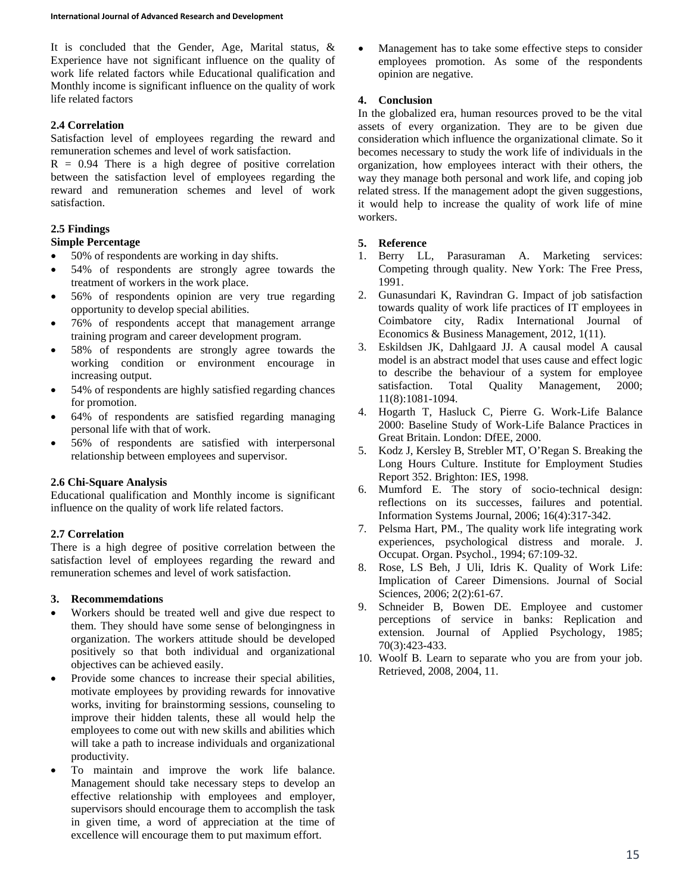It is concluded that the Gender, Age, Marital status, & Experience have not significant influence on the quality of work life related factors while Educational qualification and Monthly income is significant influence on the quality of work life related factors

### 2.4 Correlation

Satisfaction level of employees regarding the reward and remuneration schemes and level of work satisfaction.

R = 0.94 There is a high degree of positive correlation between the satisfaction level of employees regarding the reward and remuneration schemes and level of work satisfaction.

### 2.5 Findings

**Simple Percentage**

- 50% of respondents are working in day shifts.
- 54% of respondents are strongly agree towards the treatment of workers in the work place.
- 56% of respondents opinion are very true regarding opportunity to develop special abilities.
- 76% of respondents accept that management arrange training program and career development program.
- 58% of respondents are strongly agree towards the working condition or environment encourage in increasing output.
- 54% of respondents are highly satisfied regarding chances for promotion.
- 64% of respondents are satisfied regarding managing personal life with that of work.
- 56% of respondents are satisfied with interpersonal relationship between employees and supervisor.

### 2.6 Chi-Square Analysis

Educational qualification and Monthly income is significant influence on the quality of work life related factors.

### 2.7 Correlation

There is a high degree of positive correlation between the satisfaction level of employees regarding the reward and remuneration schemes and level of work satisfaction.

## 3. Recommemdations

- Workers should be treated well and give due respect to them. They should have some sense of belongingness in organization. The workers attitude should be developed positively so that both individual and organizational objectives can be achieved easily.
- Provide some chances to increase their special abilities, motivate employees by providing rewards for innovative works, inviting for brainstorming sessions, counseling to improve their hidden talents, these all would help the employees to come out with new skills and abilities which will take a path to increase individuals and organizational productivity.
- To maintain and improve the work life balance. Management should take necessary steps to develop an effective relationship with employees and employer, supervisors should encourage them to accomplish the task in given time, a word of appreciation at the time of excellence will encourage them to put maximum effort.
- Management has to take some effective steps to consider employees promotion. As some of the respondents opinion are negative.

## 4. Conclusion

In the globalized era, human resources proved to be the vital assets of every organization. They are to be given due consideration which influence the organizational climate. So it becomes necessary to study the work life of individuals in the organization, how employees interact with their others, the way they manage both personal and work life, and coping job related stress. If the management adopt the given suggestions, it would help to increase the quality of work life of mine workers.

## 5. Reference

1. Berry LL, Parasuraman A. Marketing services: Competing through quality. New York: The Free Press, 1991.
2. Gunasundari K, Ravindran G. Impact of job satisfaction towards quality of work life practices of IT employees in Coimbatore city, Radix International Journal of Economics & Business Management, 2012, 1(11).
3. Eskildsen JK, Dahlgaard JJ. A causal model A causal model is an abstract model that uses cause and effect logic to describe the behaviour of a system for employee satisfaction. Total Quality Management, 2000; 11(8):1081-1094.
4. Hogarth T, Hasluck C, Pierre G. Work-Life Balance 2000: Baseline Study of Work-Life Balance Practices in Great Britain. London: DfEE, 2000.
5. Kodz J, Kersley B, Strebler MT, O'Regan S. Breaking the Long Hours Culture. Institute for Employment Studies Report 352. Brighton: IES, 1998.
6. Mumford E. The story of socio-technical design: reflections on its successes, failures and potential. Information Systems Journal, 2006; 16(4):317-342.
7. Pelsma Hart, PM., The quality work life integrating work experiences, psychological distress and morale. J. Occupat. Organ. Psychol., 1994; 67:109-32.
8. Rose, LS Beh, J Uli, Idris K. Quality of Work Life: Implication of Career Dimensions. Journal of Social Sciences, 2006; 2(2):61-67.
9. Schneider B, Bowen DE. Employee and customer perceptions of service in banks: Replication and extension. Journal of Applied Psychology, 1985; 70(3):423-433.
10. Woolf B. Learn to separate who you are from your job. Retrieved, 2008, 2004, 11.